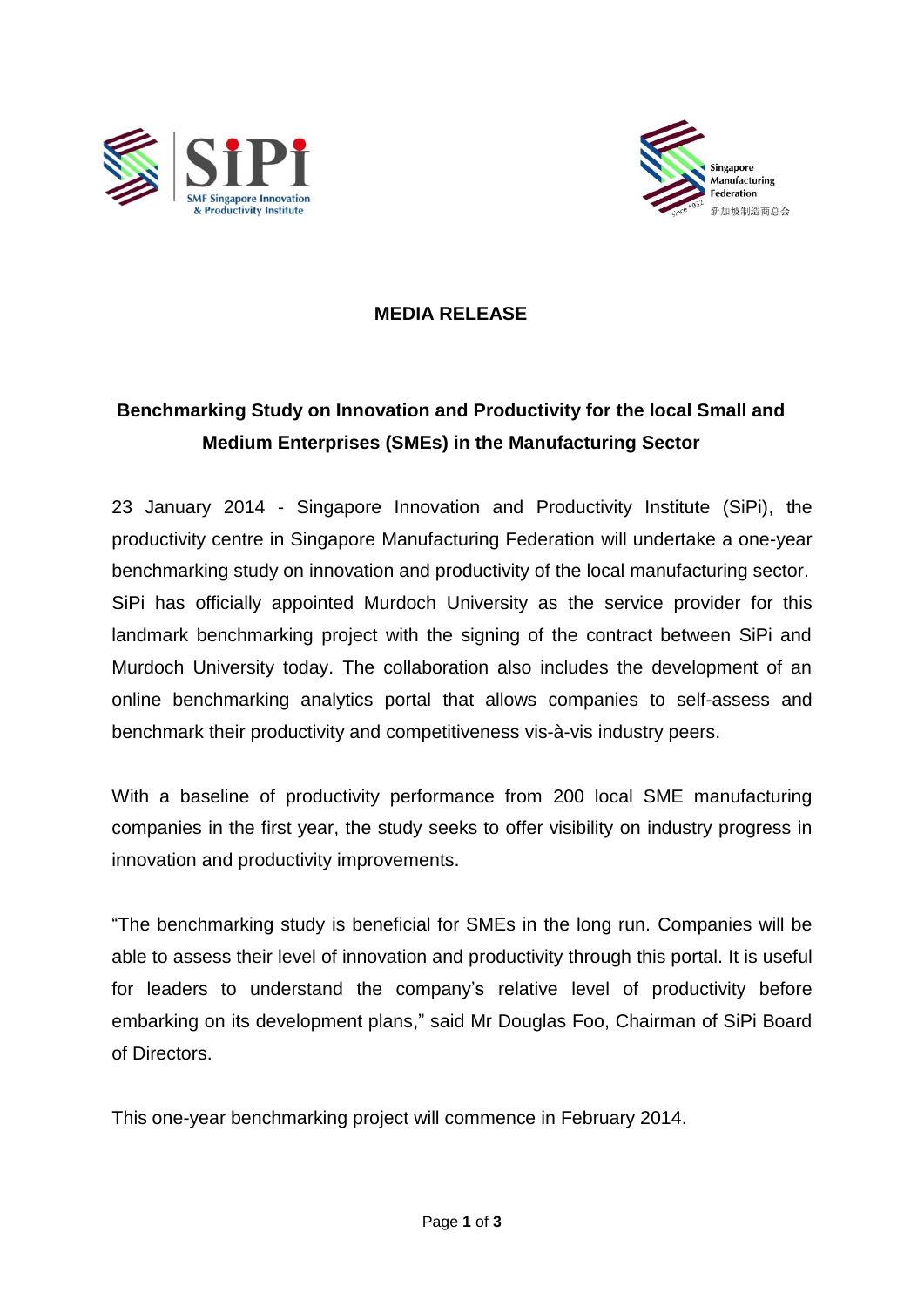**MEDIA RELEASE**

## Benchmarking Study on Innovation and Productivity for the local Small and Medium Enterprises (SMEs) in the Manufacturing Sector

23 January 2014 - Singapore Innovation and Productivity Institute (SiPi), the productivity centre in Singapore Manufacturing Federation will undertake a one-year benchmarking study on innovation and productivity of the local manufacturing sector. SiPi has officially appointed Murdoch University as the service provider for this landmark benchmarking project with the signing of the contract between SiPi and Murdoch University today. The collaboration also includes the development of an online benchmarking analytics portal that allows companies to self-assess and benchmark their productivity and competitiveness vis-à-vis industry peers.

With a baseline of productivity performance from 200 local SME manufacturing companies in the first year, the study seeks to offer visibility on industry progress in innovation and productivity improvements.

"The benchmarking study is beneficial for SMEs in the long run. Companies will be able to assess their level of innovation and productivity through this portal. It is useful for leaders to understand the company's relative level of productivity before embarking on its development plans," said Mr Douglas Foo, Chairman of SiPi Board of Directors.

This one-year benchmarking project will commence in February 2014.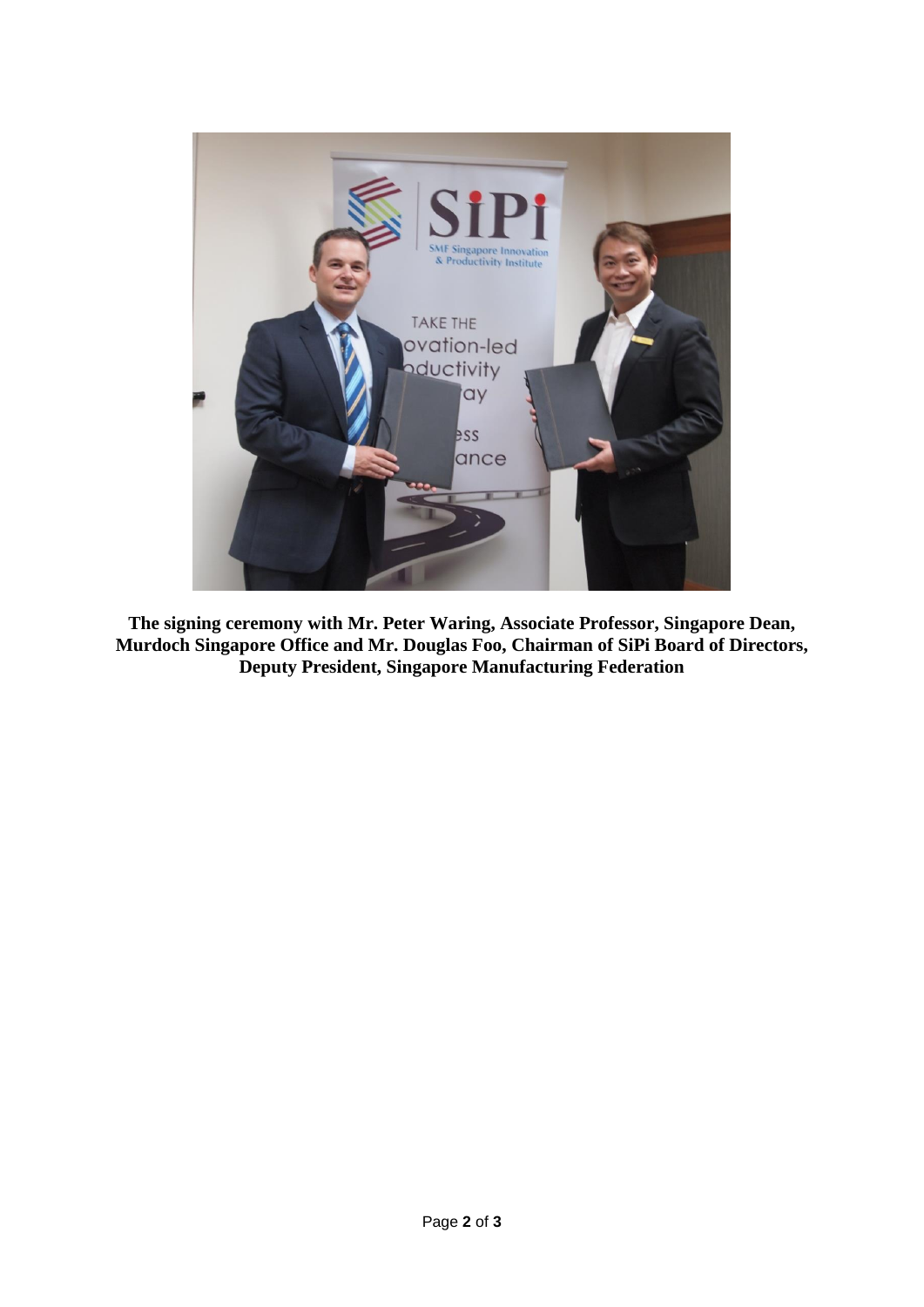**The signing ceremony with Mr. Peter Waring, Associate Professor, Singapore Dean, Murdoch Singapore Office and Mr. Douglas Foo, Chairman of SiPi Board of Directors, Deputy President, Singapore Manufacturing Federation**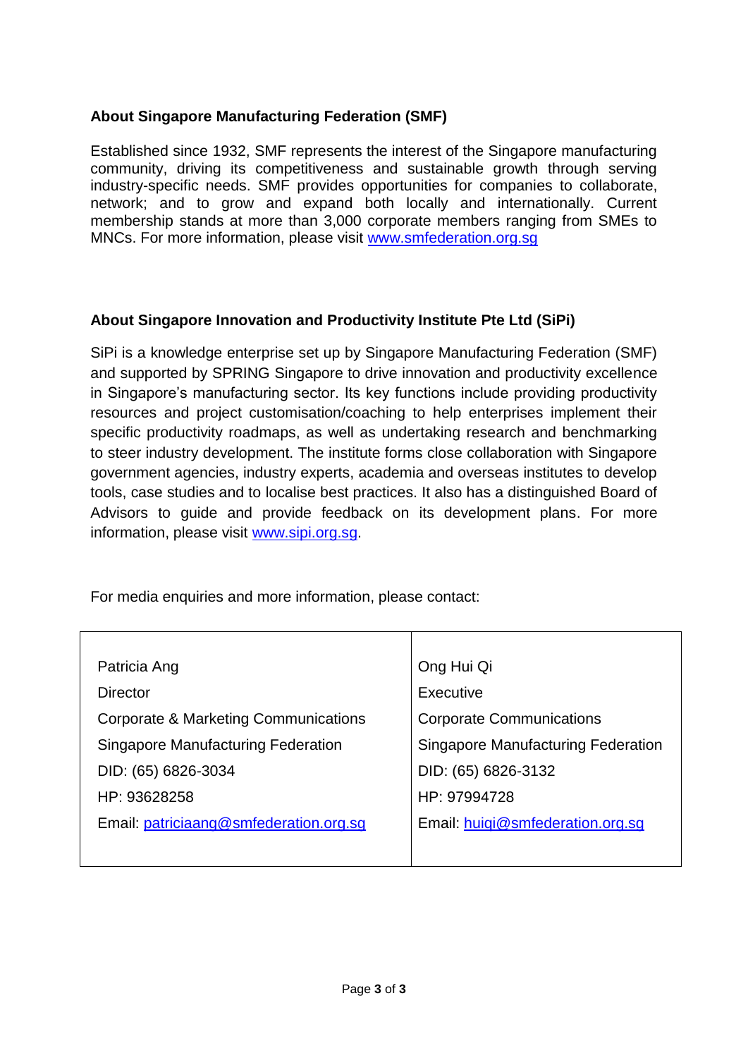**About Singapore Manufacturing Federation (SMF)**

Established since 1932, SMF represents the interest of the Singapore manufacturing community, driving its competitiveness and sustainable growth through serving industry-specific needs. SMF provides opportunities for companies to collaborate, network; and to grow and expand both locally and internationally. Current membership stands at more than 3,000 corporate members ranging from SMEs to MNCs. For more information, please visit www.smfederation.org.sg

**About Singapore Innovation and Productivity Institute Pte Ltd (SiPi)**

SiPi is a knowledge enterprise set up by Singapore Manufacturing Federation (SMF) and supported by SPRING Singapore to drive innovation and productivity excellence in Singapore's manufacturing sector. Its key functions include providing productivity resources and project customisation/coaching to help enterprises implement their specific productivity roadmaps, as well as undertaking research and benchmarking to steer industry development. The institute forms close collaboration with Singapore government agencies, industry experts, academia and overseas institutes to develop tools, case studies and to localise best practices. It also has a distinguished Board of Advisors to guide and provide feedback on its development plans. For more information, please visit www.sipi.org.sg.

For media enquiries and more information, please contact:

| | |
|---|---|
| Patricia Ang<br>Director<br>Corporate & Marketing Communications<br>Singapore Manufacturing Federation<br>DID: (65) 6826-3034<br>HP: 93628258<br>Email: patriciaang@smfederation.org.sg | Ong Hui Qi<br>Executive<br>Corporate Communications<br>Singapore Manufacturing Federation<br>DID: (65) 6826-3132<br>HP: 97994728<br>Email: huiqi@smfederation.org.sg |